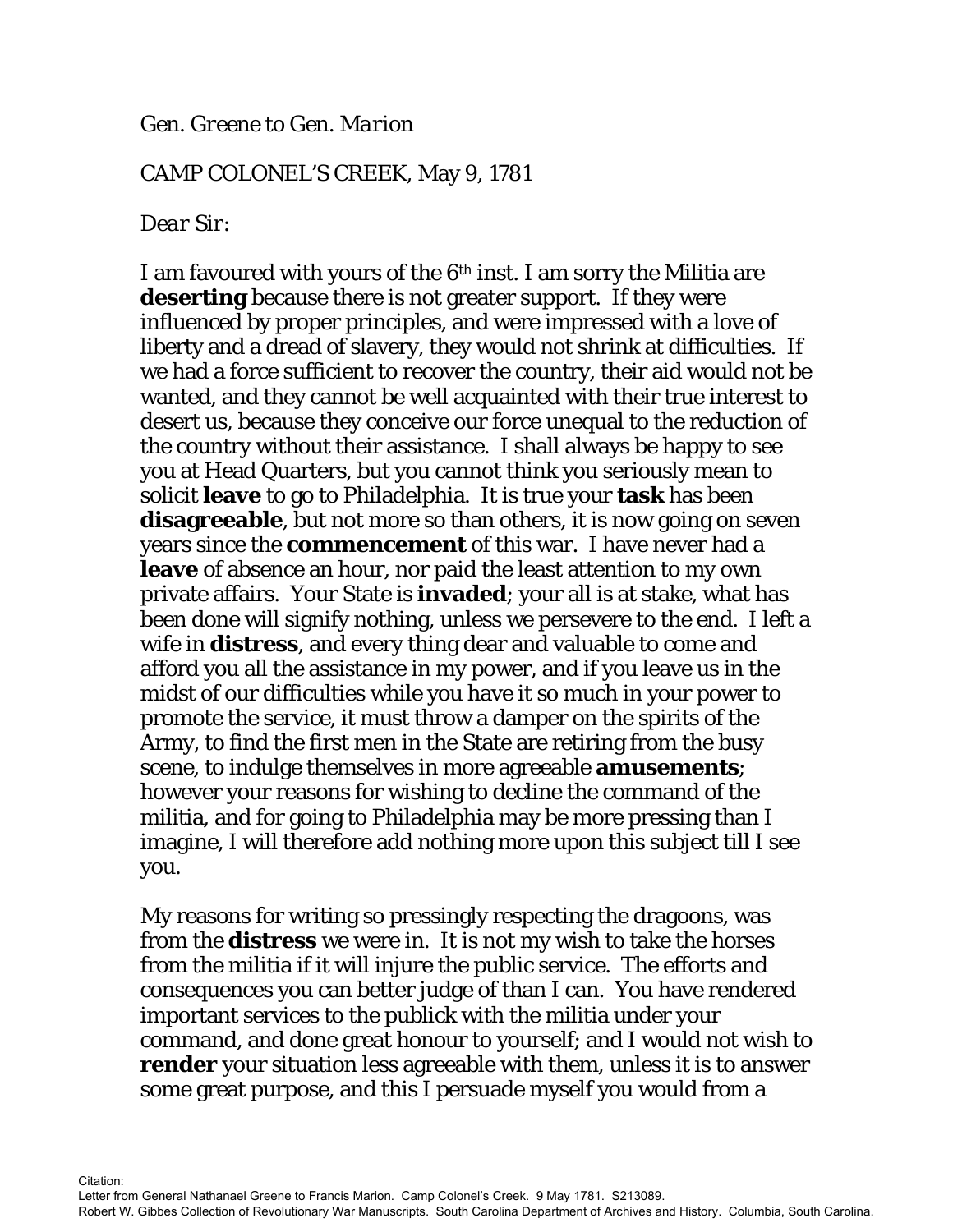*Gen. Greene to Gen. Marion*

CAMP COLONEL'S CREEK, May 9, 1781

*Dear Sir:*

I am favoured with yours of the 6th inst. I am sorry the Militia are **deserting** because there is not greater support. If they were influenced by proper principles, and were impressed with a love of liberty and a dread of slavery, they would not shrink at difficulties. If we had a force sufficient to recover the country, their aid would not be wanted, and they cannot be well acquainted with their true interest to desert us, because they conceive our force unequal to the reduction of the country without their assistance. I shall always be happy to see you at Head Quarters, but you cannot think you seriously mean to solicit **leave** to go to Philadelphia. It is true your **task** has been **disagreeable**, but not more so than others, it is now going on seven years since the **commencement** of this war. I have never had a **leave** of absence an hour, nor paid the least attention to my own private affairs. Your State is **invaded**; your all is at stake, what has been done will signify nothing, unless we persevere to the end. I left a wife in **distress**, and every thing dear and valuable to come and afford you all the assistance in my power, and if you leave us in the midst of our difficulties while you have it so much in your power to promote the service, it must throw a damper on the spirits of the Army, to find the first men in the State are retiring from the busy scene, to indulge themselves in more agreeable **amusements**; however your reasons for wishing to decline the command of the militia, and for going to Philadelphia may be more pressing than I imagine, I will therefore add nothing more upon this subject till I see you.

My reasons for writing so pressingly respecting the dragoons, was from the **distress** we were in. It is not my wish to take the horses from the militia if it will injure the public service. The efforts and consequences you can better judge of than I can. You have rendered important services to the publick with the militia under your command, and done great honour to yourself; and I would not wish to **render** your situation less agreeable with them, unless it is to answer some great purpose, and this I persuade myself you would from a

Citation:
Letter from General Nathanael Greene to Francis Marion. Camp Colonel's Creek. 9 May 1781. S213089.
Robert W. Gibbes Collection of Revolutionary War Manuscripts. South Carolina Department of Archives and History. Columbia, South Carolina.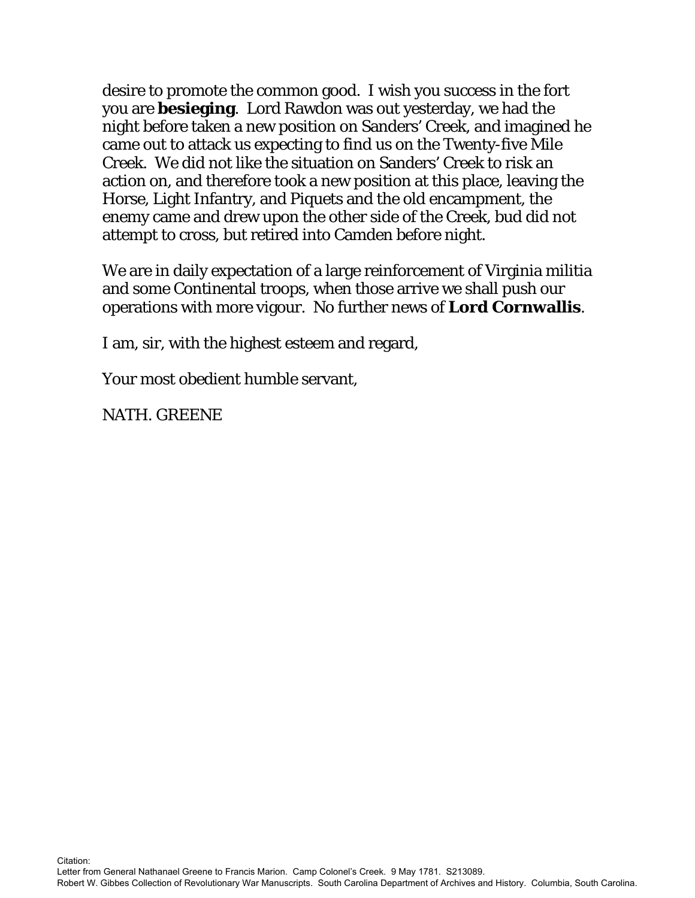desire to promote the common good. I wish you success in the fort you are **besieging**. Lord Rawdon was out yesterday, we had the night before taken a new position on Sanders' Creek, and imagined he came out to attack us expecting to find us on the Twenty-five Mile Creek. We did not like the situation on Sanders' Creek to risk an action on, and therefore took a new position at this place, leaving the Horse, Light Infantry, and Piquets and the old encampment, the enemy came and drew upon the other side of the Creek, bud did not attempt to cross, but retired into Camden before night.

We are in daily expectation of a large reinforcement of Virginia militia and some Continental troops, when those arrive we shall push our operations with more vigour. No further news of **Lord Cornwallis**.

I am, sir, with the highest esteem and regard,

Your most obedient humble servant,

NATH. GREENE

Citation:
Letter from General Nathanael Greene to Francis Marion. Camp Colonel's Creek. 9 May 1781. S213089.
Robert W. Gibbes Collection of Revolutionary War Manuscripts. South Carolina Department of Archives and History. Columbia, South Carolina.